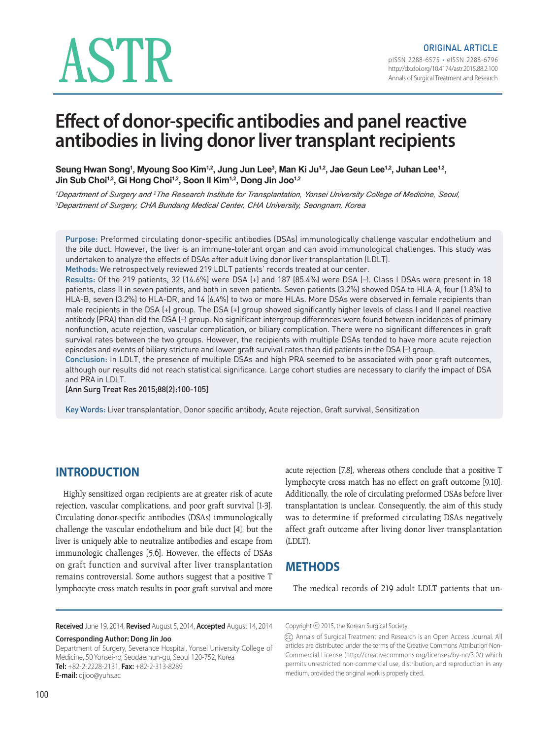ORIGINAL ARTICLE

# Effect of donor-specific antibodies and panel reactive antibodies in living donor liver transplant recipients

**Seung Hwan Song[1], Myoung Soo Kim[1,2], Jung Jun Lee[3], Man Ki Ju[1,2], Jae Geun Lee[1,2], Juhan Lee[1,2], Jin Sub Choi[1,2], Gi Hong Choi[1,2], Soon Il Kim[1,2], Dong Jin Joo[1,2]**

*[1]Department of Surgery and [2]The Research Institute for Transplantation, Yonsei University College of Medicine, Seoul, [3]Department of Surgery, CHA Bundang Medical Center, CHA University, Seongnam, Korea*

**Purpose:** Preformed circulating donor-specific antibodies (DSAs) immunologically challenge vascular endothelium and the bile duct. However, the liver is an immune-tolerant organ and can avoid immunological challenges. This study was undertaken to analyze the effects of DSAs after adult living donor liver transplantation (LDLT).

**Methods:** We retrospectively reviewed 219 LDLT patients' records treated at our center.

**Results:** Of the 219 patients, 32 (14.6%) were DSA (+) and 187 (85.4%) were DSA (–). Class I DSAs were present in 18 patients, class II in seven patients, and both in seven patients. Seven patients (3.2%) showed DSA to HLA-A, four (1.8%) to HLA-B, seven (3.2%) to HLA-DR, and 14 (6.4%) to two or more HLAs. More DSAs were observed in female recipients than male recipients in the DSA (+) group. The DSA (+) group showed significantly higher levels of class I and II panel reactive antibody (PRA) than did the DSA (–) group. No significant intergroup differences were found between incidences of primary nonfunction, acute rejection, vascular complication, or biliary complication. There were no significant differences in graft survival rates between the two groups. However, the recipients with multiple DSAs tended to have more acute rejection episodes and events of biliary stricture and lower graft survival rates than did patients in the DSA (–) group.

**Conclusion:** In LDLT, the presence of multiple DSAs and high PRA seemed to be associated with poor graft outcomes, although our results did not reach statistical significance. Large cohort studies are necessary to clarify the impact of DSA and PRA in LDLT.

**[Ann Surg Treat Res 2015;88(2):100-105]**

**Key Words:** Liver transplantation, Donor specific antibody, Acute rejection, Graft survival, Sensitization

## INTRODUCTION

Highly sensitized organ recipients are at greater risk of acute rejection, vascular complications, and poor graft survival [1-3]. Circulating donor-specific antibodies (DSAs) immunologically challenge the vascular endothelium and bile duct [4], but the liver is uniquely able to neutralize antibodies and escape from immunologic challenges [5,6]. However, the effects of DSAs on graft function and survival after liver transplantation remains controversial. Some authors suggest that a positive T lymphocyte cross match results in poor graft survival and more acute rejection [7,8], whereas others conclude that a positive T lymphocyte cross match has no effect on graft outcome [9,10]. Additionally, the role of circulating preformed DSAs before liver transplantation is unclear. Consequently, the aim of this study was to determine if preformed circulating DSAs negatively affect graft outcome after living donor liver transplantation (LDLT).

## METHODS

The medical records of 219 adult LDLT patients that un-

**Received** June 19, 2014, **Revised** August 5, 2014, **Accepted** August 14, 2014

**Corresponding Author: Dong Jin Joo**
Department of Surgery, Severance Hospital, Yonsei University College of Medicine, 50 Yonsei-ro, Seodaemun-gu, Seoul 120-752, Korea
**Tel:** +82-2-2228-2131, **Fax:** +82-2-313-8289
**E-mail:** djjoo@yuhs.ac

Copyright ⓒ 2015, the Korean Surgical Society

Annals of Surgical Treatment and Research is an Open Access Journal. All articles are distributed under the terms of the Creative Commons Attribution Non-Commercial License (http://creativecommons.org/licenses/by-nc/3.0/) which permits unrestricted non-commercial use, distribution, and reproduction in any medium, provided the original work is properly cited.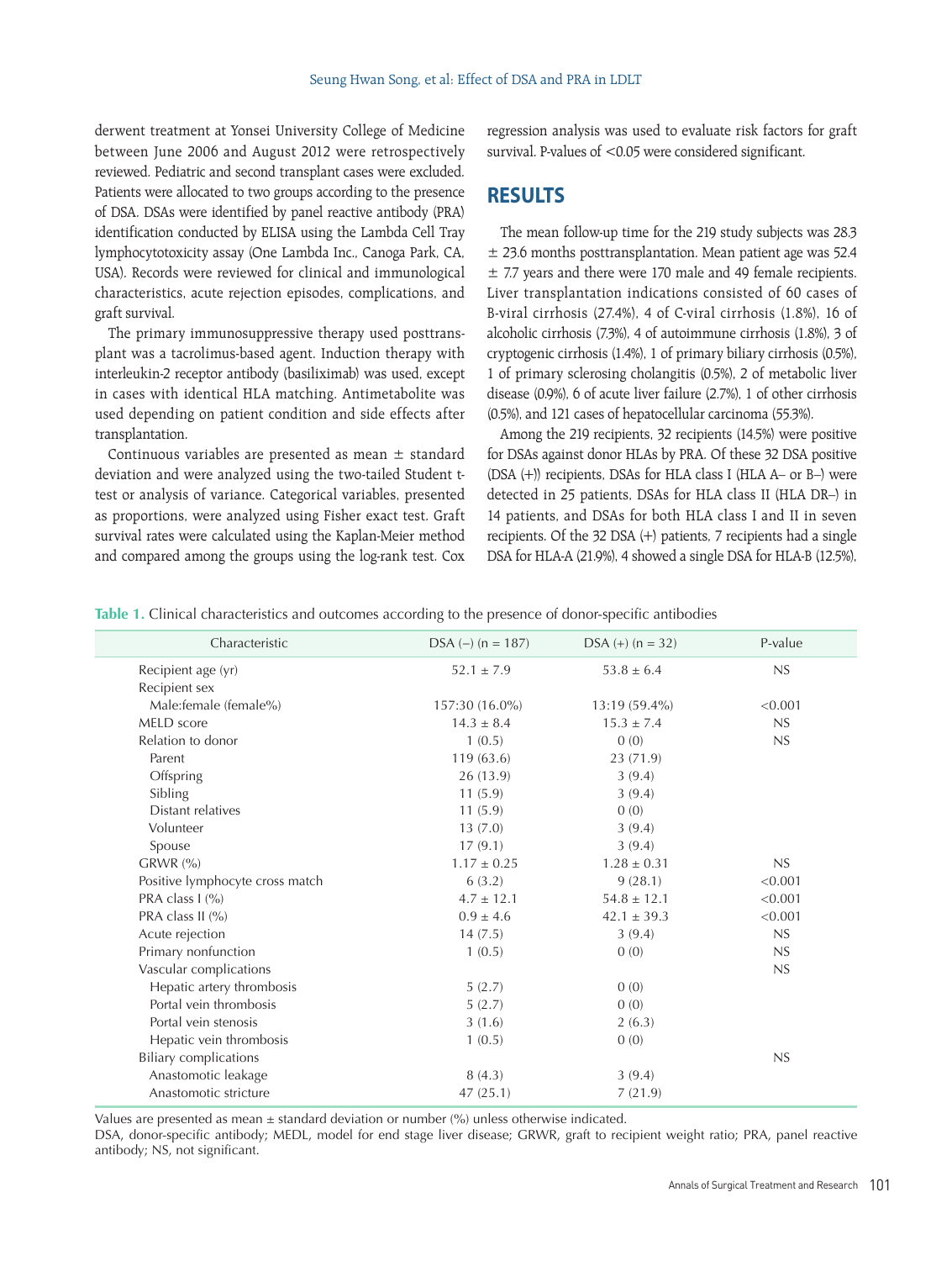derwent treatment at Yonsei University College of Medicine between June 2006 and August 2012 were retrospectively reviewed. Pediatric and second transplant cases were excluded. Patients were allocated to two groups according to the presence of DSA. DSAs were identified by panel reactive antibody (PRA) identification conducted by ELISA using the Lambda Cell Tray lymphocytotoxicity assay (One Lambda Inc., Canoga Park, CA, USA). Records were reviewed for clinical and immunological characteristics, acute rejection episodes, complications, and graft survival.

The primary immunosuppressive therapy used posttransplant was a tacrolimus-based agent. Induction therapy with interleukin-2 receptor antibody (basiliximab) was used, except in cases with identical HLA matching. Antimetabolite was used depending on patient condition and side effects after transplantation.

Continuous variables are presented as mean ± standard deviation and were analyzed using the two-tailed Student t-test or analysis of variance. Categorical variables, presented as proportions, were analyzed using Fisher exact test. Graft survival rates were calculated using the Kaplan-Meier method and compared among the groups using the log-rank test. Cox regression analysis was used to evaluate risk factors for graft survival. P-values of <0.05 were considered significant.

## RESULTS

The mean follow-up time for the 219 study subjects was 28.3 ± 23.6 months posttransplantation. Mean patient age was 52.4 ± 7.7 years and there were 170 male and 49 female recipients. Liver transplantation indications consisted of 60 cases of B-viral cirrhosis (27.4%), 4 of C-viral cirrhosis (1.8%), 16 of alcoholic cirrhosis (7.3%), 4 of autoimmune cirrhosis (1.8%), 3 of cryptogenic cirrhosis (1.4%), 1 of primary biliary cirrhosis (0.5%), 1 of primary sclerosing cholangitis (0.5%), 2 of metabolic liver disease (0.9%), 6 of acute liver failure (2.7%), 1 of other cirrhosis (0.5%), and 121 cases of hepatocellular carcinoma (55.3%).

Among the 219 recipients, 32 recipients (14.5%) were positive for DSAs against donor HLAs by PRA. Of these 32 DSA positive (DSA (+)) recipients, DSAs for HLA class I (HLA A– or B–) were detected in 25 patients, DSAs for HLA class II (HLA DR–) in 14 patients, and DSAs for both HLA class I and II in seven recipients. Of the 32 DSA (+) patients, 7 recipients had a single DSA for HLA-A (21.9%), 4 showed a single DSA for HLA-B (12.5%),

**Table 1.** Clinical characteristics and outcomes according to the presence of donor-specific antibodies

| Characteristic | DSA (–) (n = 187) | DSA (+) (n = 32) | P-value |
|---|---|---|---|
| Recipient age (yr) | 52.1 ± 7.9 | 53.8 ± 6.4 | NS |
| Recipient sex | | | |
| Male:female (female%) | 157:30 (16.0%) | 13:19 (59.4%) | <0.001 |
| MELD score | 14.3 ± 8.4 | 15.3 ± 7.4 | NS |
| Relation to donor | 1 (0.5) | 0 (0) | NS |
| Parent | 119 (63.6) | 23 (71.9) | |
| Offspring | 26 (13.9) | 3 (9.4) | |
| Sibling | 11 (5.9) | 3 (9.4) | |
| Distant relatives | 11 (5.9) | 0 (0) | |
| Volunteer | 13 (7.0) | 3 (9.4) | |
| Spouse | 17 (9.1) | 3 (9.4) | |
| GRWR (%) | 1.17 ± 0.25 | 1.28 ± 0.31 | NS |
| Positive lymphocyte cross match | 6 (3.2) | 9 (28.1) | <0.001 |
| PRA class I (%) | 4.7 ± 12.1 | 54.8 ± 12.1 | <0.001 |
| PRA class II (%) | 0.9 ± 4.6 | 42.1 ± 39.3 | <0.001 |
| Acute rejection | 14 (7.5) | 3 (9.4) | NS |
| Primary nonfunction | 1 (0.5) | 0 (0) | NS |
| Vascular complications | | | NS |
| Hepatic artery thrombosis | 5 (2.7) | 0 (0) | |
| Portal vein thrombosis | 5 (2.7) | 0 (0) | |
| Portal vein stenosis | 3 (1.6) | 2 (6.3) | |
| Hepatic vein thrombosis | 1 (0.5) | 0 (0) | |
| Biliary complications | | | NS |
| Anastomotic leakage | 8 (4.3) | 3 (9.4) | |
| Anastomotic stricture | 47 (25.1) | 7 (21.9) | |

Values are presented as mean ± standard deviation or number (%) unless otherwise indicated.
DSA, donor-specific antibody; MEDL, model for end stage liver disease; GRWR, graft to recipient weight ratio; PRA, panel reactive antibody; NS, not significant.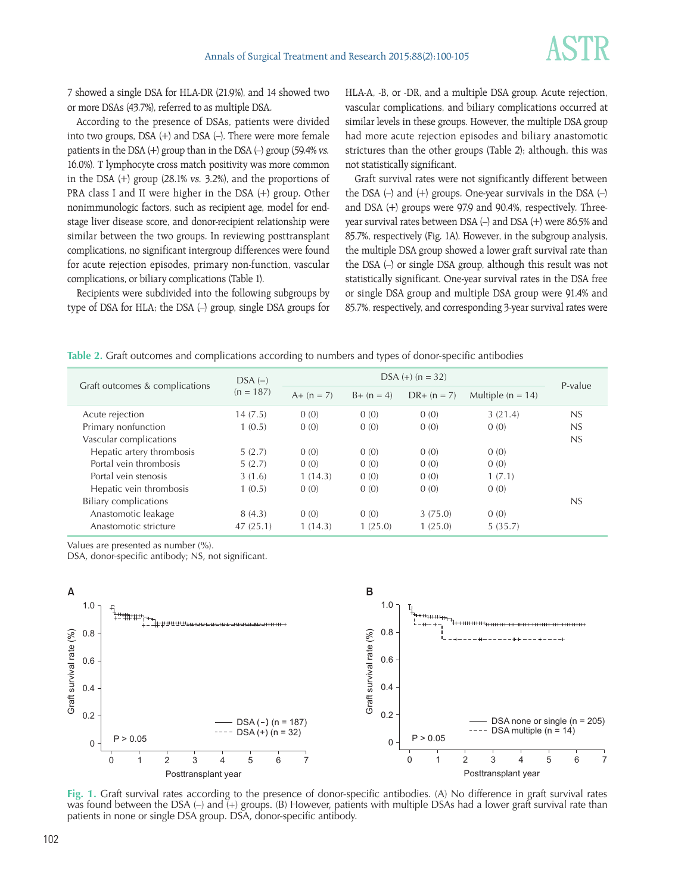7 showed a single DSA for HLA-DR (21.9%), and 14 showed two or more DSAs (43.7%), referred to as multiple DSA.

According to the presence of DSAs, patients were divided into two groups, DSA (+) and DSA (–). There were more female patients in the DSA (+) group than in the DSA (–) group (59.4% *vs.* 16.0%). T lymphocyte cross match positivity was more common in the DSA (+) group (28.1% *vs.* 3.2%), and the proportions of PRA class I and II were higher in the DSA (+) group. Other nonimmunologic factors, such as recipient age, model for end-stage liver disease score, and donor-recipient relationship were similar between the two groups. In reviewing posttransplant complications, no significant intergroup differences were found for acute rejection episodes, primary non-function, vascular complications, or biliary complications (Table 1).

Recipients were subdivided into the following subgroups by type of DSA for HLA; the DSA (–) group, single DSA groups for HLA-A, -B, or -DR, and a multiple DSA group. Acute rejection, vascular complications, and biliary complications occurred at similar levels in these groups. However, the multiple DSA group had more acute rejection episodes and biliary anastomotic strictures than the other groups (Table 2); although, this was not statistically significant.

Graft survival rates were not significantly different between the DSA (–) and (+) groups. One-year survivals in the DSA (–) and DSA (+) groups were 97.9 and 90.4%, respectively. Three-year survival rates between DSA (–) and DSA (+) were 86.5% and 85.7%, respectively (Fig. 1A). However, in the subgroup analysis, the multiple DSA group showed a lower graft survival rate than the DSA (–) or single DSA group, although this result was not statistically significant. One-year survival rates in the DSA free or single DSA group and multiple DSA group were 91.4% and 85.7%, respectively, and corresponding 3-year survival rates were

**Table 2.** Graft outcomes and complications according to numbers and types of donor-specific antibodies

| Graft outcomes & complications | DSA (–) (n = 187) | DSA (+) (n = 32) | | | | P-value |
|---|---|---|---|---|---|---|
| | | A+ (n = 7) | B+ (n = 4) | DR+ (n = 7) | Multiple (n = 14) | |
| Acute rejection | 14 (7.5) | 0 (0) | 0 (0) | 0 (0) | 3 (21.4) | NS |
| Primary nonfunction | 1 (0.5) | 0 (0) | 0 (0) | 0 (0) | 0 (0) | NS |
| Vascular complications | | | | | | NS |
| Hepatic artery thrombosis | 5 (2.7) | 0 (0) | 0 (0) | 0 (0) | 0 (0) | |
| Portal vein thrombosis | 5 (2.7) | 0 (0) | 0 (0) | 0 (0) | 0 (0) | |
| Portal vein stenosis | 3 (1.6) | 1 (14.3) | 0 (0) | 0 (0) | 1 (7.1) | |
| Hepatic vein thrombosis | 1 (0.5) | 0 (0) | 0 (0) | 0 (0) | 0 (0) | |
| Biliary complications | | | | | | NS |
| Anastomotic leakage | 8 (4.3) | 0 (0) | 0 (0) | 3 (75.0) | 0 (0) | |
| Anastomotic stricture | 47 (25.1) | 1 (14.3) | 1 (25.0) | 1 (25.0) | 5 (35.7) | |

Values are presented as number (%).
DSA, donor-specific antibody; NS, not significant.

**Fig. 1.** Graft survival rates according to the presence of donor-specific antibodies. (A) No difference in graft survival rates was found between the DSA (–) and (+) groups. (B) However, patients with multiple DSAs had a lower graft survival rate than patients in none or single DSA group. DSA, donor-specific antibody.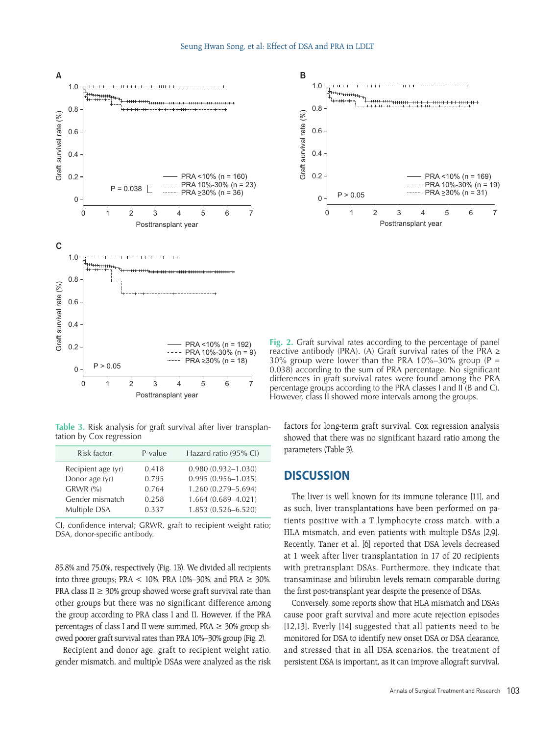Fig. 2. Graft survival rates according to the percentage of panel reactive antibody (PRA). (A) Graft survival rates of the PRA ≥ 30% group were lower than the PRA 10%–30% group (P = 0.038) according to the sum of PRA percentage. No significant differences in graft survival rates were found among the PRA percentage groups according to the PRA classes I and II (B and C). However, class II showed more intervals among the groups.

85.8% and 75.0%, respectively (Fig. 1B). We divided all recipients into three groups; PRA < 10%, PRA 10%–30%, and PRA ≥ 30%. PRA class II ≥ 30% group showed worse graft survival rate than other groups but there was no significant difference among the group according to PRA class I and II. However, if the PRA percentages of class I and II were summed, PRA ≥ 30% group showed poorer graft survival rates than PRA 10%–30% group (Fig. 2).

Recipient and donor age, graft to recipient weight ratio, gender mismatch, and multiple DSAs were analyzed as the risk factors for long-term graft survival. Cox regression analysis showed that there was no significant hazard ratio among the parameters (Table 3).

**Table 3.** Risk analysis for graft survival after liver transplantation by Cox regression

| Risk factor | P-value | Hazard ratio (95% CI) |
|---|---|---|
| Recipient age (yr) | 0.418 | 0.980 (0.932–1.030) |
| Donor age (yr) | 0.795 | 0.995 (0.956–1.035) |
| GRWR (%) | 0.764 | 1.260 (0.279–5.694) |
| Gender mismatch | 0.258 | 1.664 (0.689–4.021) |
| Multiple DSA | 0.337 | 1.853 (0.526–6.520) |

CI, confidence interval; GRWR, graft to recipient weight ratio; DSA, donor-specific antibody.

## DISCUSSION

The liver is well known for its immune tolerance [11], and as such, liver transplantations have been performed on patients positive with a T lymphocyte cross match, with a HLA mismatch, and even patients with multiple DSAs [2,9]. Recently, Taner et al. [6] reported that DSA levels decreased at 1 week after liver transplantation in 17 of 20 recipients with pretransplant DSAs. Furthermore, they indicate that transaminase and bilirubin levels remain comparable during the first post-transplant year despite the presence of DSAs.

Conversely, some reports show that HLA mismatch and DSAs cause poor graft survival and more acute rejection episodes [12,13]. Everly [14] suggested that all patients need to be monitored for DSA to identify new onset DSA or DSA clearance, and stressed that in all DSA scenarios, the treatment of persistent DSA is important, as it can improve allograft survival.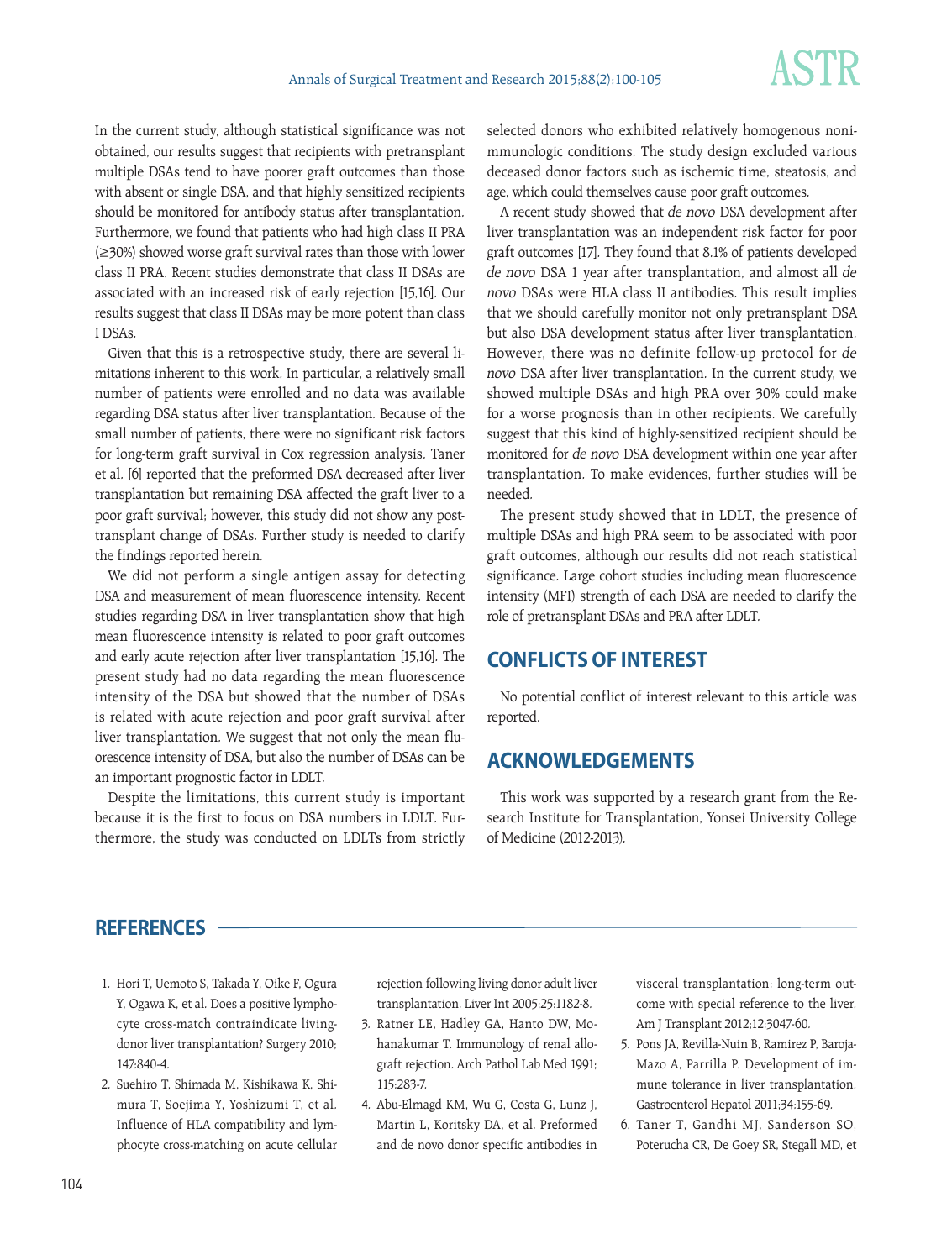In the current study, although statistical significance was not obtained, our results suggest that recipients with pretransplant multiple DSAs tend to have poorer graft outcomes than those with absent or single DSA, and that highly sensitized recipients should be monitored for antibody status after transplantation. Furthermore, we found that patients who had high class II PRA (≥30%) showed worse graft survival rates than those with lower class II PRA. Recent studies demonstrate that class II DSAs are associated with an increased risk of early rejection [15,16]. Our results suggest that class II DSAs may be more potent than class I DSAs.

Given that this is a retrospective study, there are several limitations inherent to this work. In particular, a relatively small number of patients were enrolled and no data was available regarding DSA status after liver transplantation. Because of the small number of patients, there were no significant risk factors for long-term graft survival in Cox regression analysis. Taner et al. [6] reported that the preformed DSA decreased after liver transplantation but remaining DSA affected the graft liver to a poor graft survival; however, this study did not show any posttransplant change of DSAs. Further study is needed to clarify the findings reported herein.

We did not perform a single antigen assay for detecting DSA and measurement of mean fluorescence intensity. Recent studies regarding DSA in liver transplantation show that high mean fluorescence intensity is related to poor graft outcomes and early acute rejection after liver transplantation [15,16]. The present study had no data regarding the mean fluorescence intensity of the DSA but showed that the number of DSAs is related with acute rejection and poor graft survival after liver transplantation. We suggest that not only the mean fluorescence intensity of DSA, but also the number of DSAs can be an important prognostic factor in LDLT.

Despite the limitations, this current study is important because it is the first to focus on DSA numbers in LDLT. Furthermore, the study was conducted on LDLTs from strictly selected donors who exhibited relatively homogenous nonimmunologic conditions. The study design excluded various deceased donor factors such as ischemic time, steatosis, and age, which could themselves cause poor graft outcomes.

A recent study showed that *de novo* DSA development after liver transplantation was an independent risk factor for poor graft outcomes [17]. They found that 8.1% of patients developed *de novo* DSA 1 year after transplantation, and almost all *de novo* DSAs were HLA class II antibodies. This result implies that we should carefully monitor not only pretransplant DSA but also DSA development status after liver transplantation. However, there was no definite follow-up protocol for *de novo* DSA after liver transplantation. In the current study, we showed multiple DSAs and high PRA over 30% could make for a worse prognosis than in other recipients. We carefully suggest that this kind of highly-sensitized recipient should be monitored for *de novo* DSA development within one year after transplantation. To make evidences, further studies will be needed.

The present study showed that in LDLT, the presence of multiple DSAs and high PRA seem to be associated with poor graft outcomes, although our results did not reach statistical significance. Large cohort studies including mean fluorescence intensity (MFI) strength of each DSA are needed to clarify the role of pretransplant DSAs and PRA after LDLT.

## CONFLICTS OF INTEREST

No potential conflict of interest relevant to this article was reported.

## ACKNOWLEDGEMENTS

This work was supported by a research grant from the Research Institute for Transplantation, Yonsei University College of Medicine (2012-2013).

## REFERENCES

1. Hori T, Uemoto S, Takada Y, Oike F, Ogura Y, Ogawa K, et al. Does a positive lymphocyte cross-match contraindicate living-donor liver transplantation? Surgery 2010; 147:840-4.
2. Suehiro T, Shimada M, Kishikawa K, Shimura T, Soejima Y, Yoshizumi T, et al. Influence of HLA compatibility and lymphocyte cross-matching on acute cellular rejection following living donor adult liver transplantation. Liver Int 2005;25:1182-8.
3. Ratner LE, Hadley GA, Hanto DW, Mohanakumar T. Immunology of renal allograft rejection. Arch Pathol Lab Med 1991; 115:283-7.
4. Abu-Elmagd KM, Wu G, Costa G, Lunz J, Martin L, Koritsky DA, et al. Preformed and de novo donor specific antibodies in visceral transplantation: long-term outcome with special reference to the liver. Am J Transplant 2012;12:3047-60.
5. Pons JA, Revilla-Nuin B, Ramirez P, Baroja-Mazo A, Parrilla P. Development of immune tolerance in liver transplantation. Gastroenterol Hepatol 2011;34:155-69.
6. Taner T, Gandhi MJ, Sanderson SO, Poterucha CR, De Goey SR, Stegall MD, et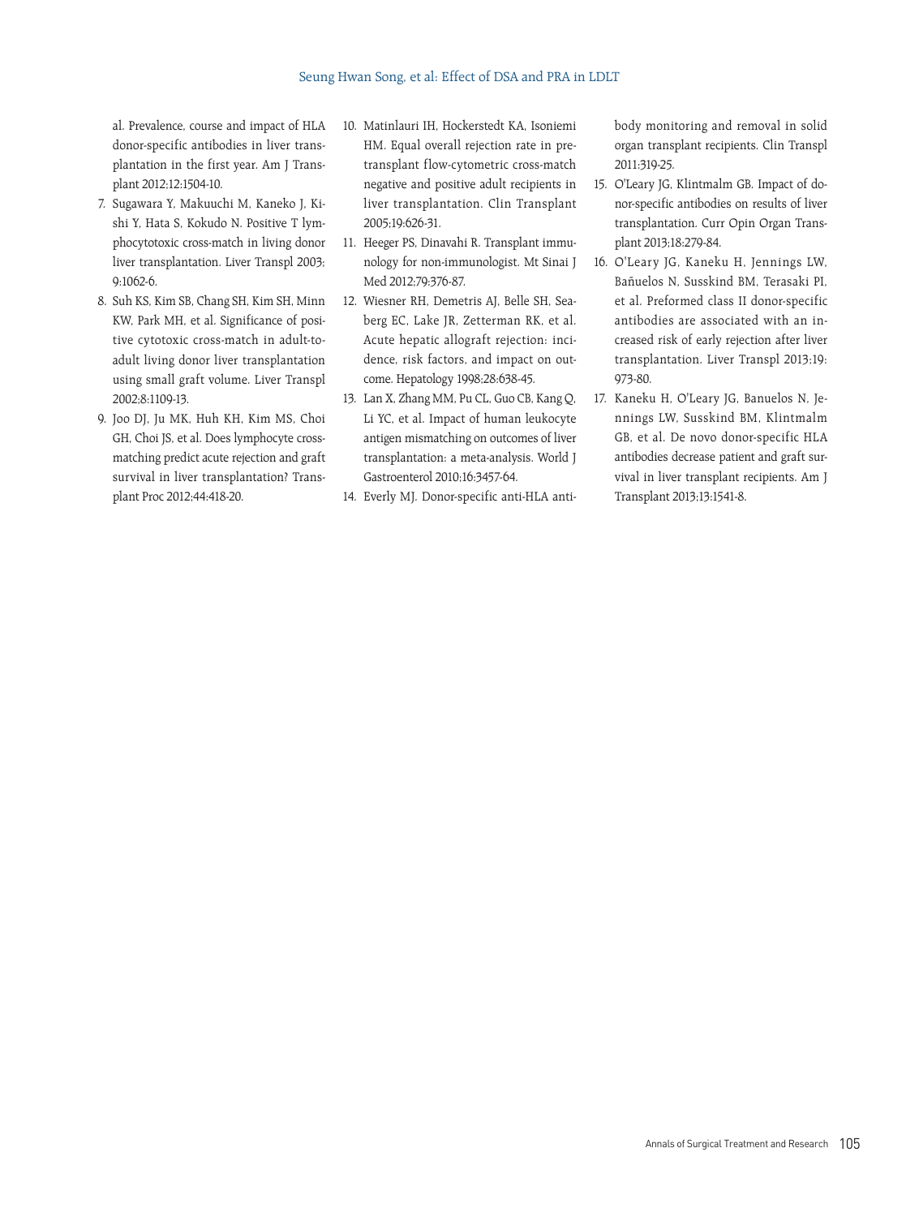al. Prevalence, course and impact of HLA donor-specific antibodies in liver transplantation in the first year. Am J Transplant 2012;12:1504-10.

7. Sugawara Y, Makuuchi M, Kaneko J, Kishi Y, Hata S, Kokudo N. Positive T lymphocytotoxic cross-match in living donor liver transplantation. Liver Transpl 2003;9:1062-6.
8. Suh KS, Kim SB, Chang SH, Kim SH, Minn KW, Park MH, et al. Significance of positive cytotoxic cross-match in adult-to-adult living donor liver transplantation using small graft volume. Liver Transpl 2002;8:1109-13.
9. Joo DJ, Ju MK, Huh KH, Kim MS, Choi GH, Choi JS, et al. Does lymphocyte crossmatching predict acute rejection and graft survival in liver transplantation? Transplant Proc 2012;44:418-20.
10. Matinlauri IH, Hockerstedt KA, Isoniemi HM. Equal overall rejection rate in pretransplant flow-cytometric cross-match negative and positive adult recipients in liver transplantation. Clin Transplant 2005;19:626-31.
11. Heeger PS, Dinavahi R. Transplant immunology for non-immunologist. Mt Sinai J Med 2012;79:376-87.
12. Wiesner RH, Demetris AJ, Belle SH, Seaberg EC, Lake JR, Zetterman RK, et al. Acute hepatic allograft rejection: incidence, risk factors, and impact on outcome. Hepatology 1998;28:638-45.
13. Lan X, Zhang MM, Pu CL, Guo CB, Kang Q, Li YC, et al. Impact of human leukocyte antigen mismatching on outcomes of liver transplantation: a meta-analysis. World J Gastroenterol 2010;16:3457-64.
14. Everly MJ. Donor-specific anti-HLA antibody monitoring and removal in solid organ transplant recipients. Clin Transpl 2011:319-25.
15. O'Leary JG, Klintmalm GB. Impact of donor-specific antibodies on results of liver transplantation. Curr Opin Organ Transplant 2013;18:279-84.
16. O'Leary JG, Kaneku H, Jennings LW, Bañuelos N, Susskind BM, Terasaki PI, et al. Preformed class II donor-specific antibodies are associated with an increased risk of early rejection after liver transplantation. Liver Transpl 2013;19:973-80.
17. Kaneku H, O'Leary JG, Banuelos N, Jennings LW, Susskind BM, Klintmalm GB, et al. De novo donor-specific HLA antibodies decrease patient and graft survival in liver transplant recipients. Am J Transplant 2013;13:1541-8.